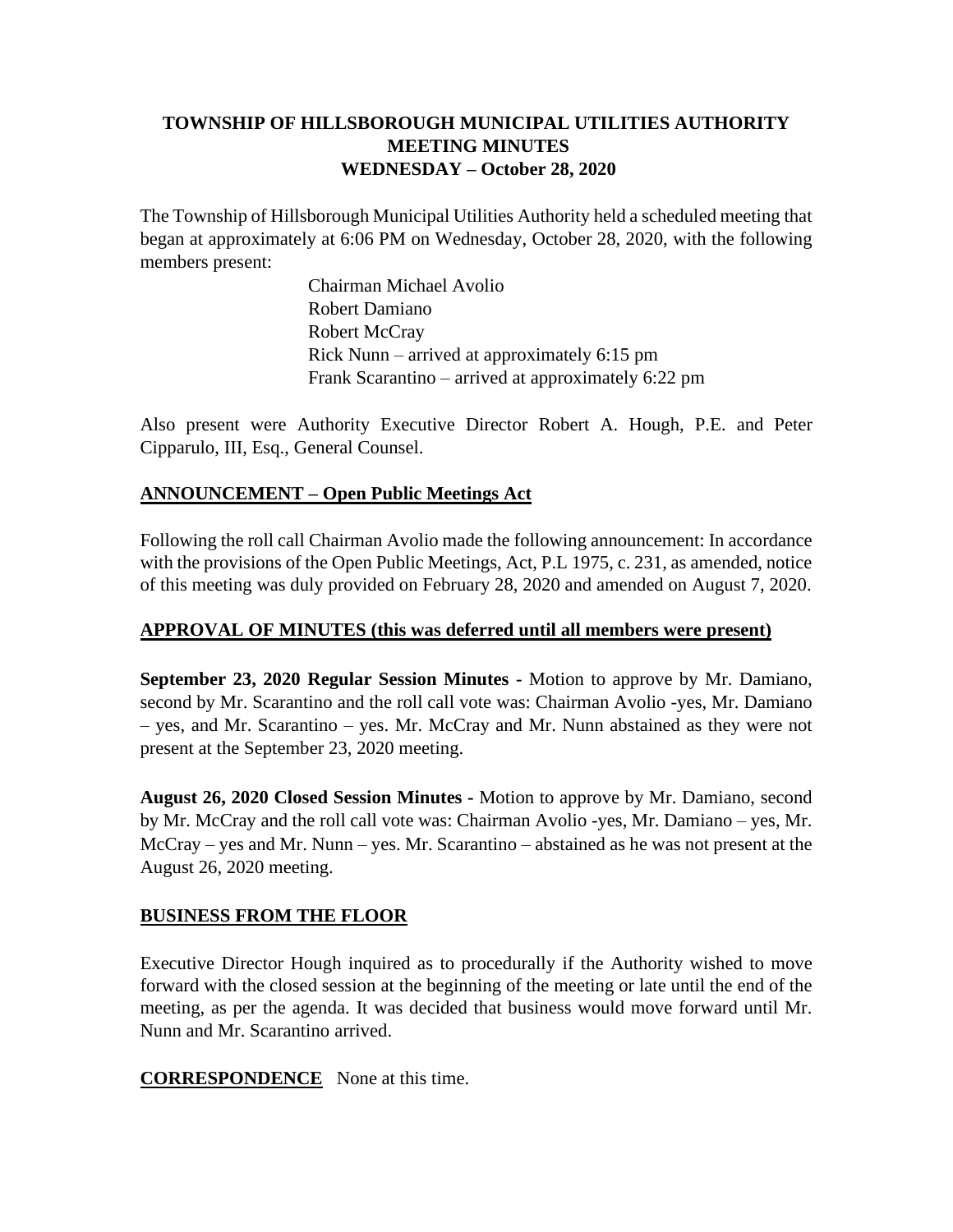# TOWNSHIP OF HILLSBOROUGH MUNICIPAL UTILITIES AUTHORITY MEETING MINUTES WEDNESDAY – October 28, 2020

The Township of Hillsborough Municipal Utilities Authority held a scheduled meeting that began at approximately at 6:06 PM on Wednesday, October 28, 2020, with the following members present:

Chairman Michael Avolio
Robert Damiano
Robert McCray
Rick Nunn – arrived at approximately 6:15 pm
Frank Scarantino – arrived at approximately 6:22 pm

Also present were Authority Executive Director Robert A. Hough, P.E. and Peter Cipparulo, III, Esq., General Counsel.

## ANNOUNCEMENT – Open Public Meetings Act

Following the roll call Chairman Avolio made the following announcement: In accordance with the provisions of the Open Public Meetings, Act, P.L 1975, c. 231, as amended, notice of this meeting was duly provided on February 28, 2020 and amended on August 7, 2020.

## APPROVAL OF MINUTES (this was deferred until all members were present)

**September 23, 2020 Regular Session Minutes -** Motion to approve by Mr. Damiano, second by Mr. Scarantino and the roll call vote was: Chairman Avolio -yes, Mr. Damiano – yes, and Mr. Scarantino – yes. Mr. McCray and Mr. Nunn abstained as they were not present at the September 23, 2020 meeting.

**August 26, 2020 Closed Session Minutes -** Motion to approve by Mr. Damiano, second by Mr. McCray and the roll call vote was: Chairman Avolio -yes, Mr. Damiano – yes, Mr. McCray – yes and Mr. Nunn – yes. Mr. Scarantino – abstained as he was not present at the August 26, 2020 meeting.

## BUSINESS FROM THE FLOOR

Executive Director Hough inquired as to procedurally if the Authority wished to move forward with the closed session at the beginning of the meeting or late until the end of the meeting, as per the agenda. It was decided that business would move forward until Mr. Nunn and Mr. Scarantino arrived.

**CORRESPONDENCE** None at this time.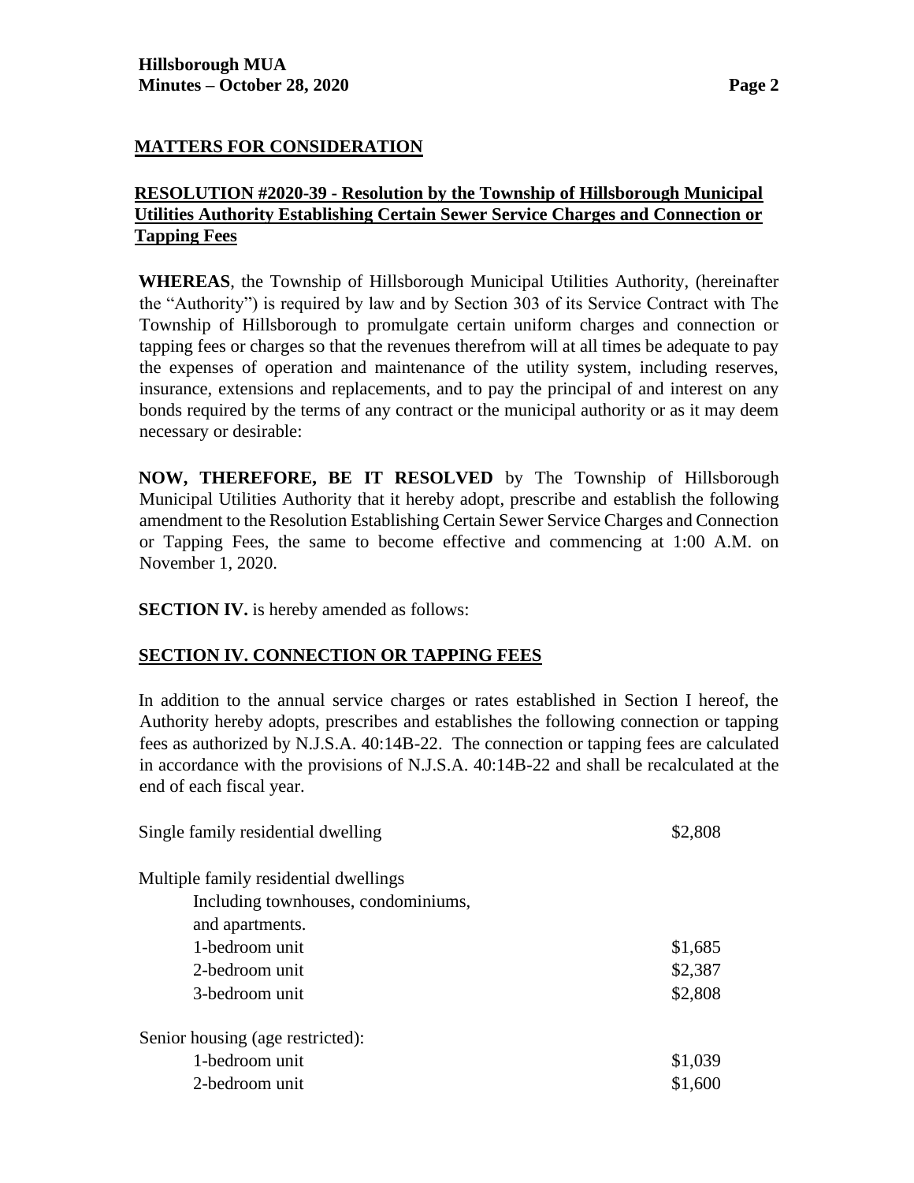## MATTERS FOR CONSIDERATION

### RESOLUTION #2020-39 - Resolution by the Township of Hillsborough Municipal Utilities Authority Establishing Certain Sewer Service Charges and Connection or Tapping Fees

**WHEREAS**, the Township of Hillsborough Municipal Utilities Authority, (hereinafter the "Authority") is required by law and by Section 303 of its Service Contract with The Township of Hillsborough to promulgate certain uniform charges and connection or tapping fees or charges so that the revenues therefrom will at all times be adequate to pay the expenses of operation and maintenance of the utility system, including reserves, insurance, extensions and replacements, and to pay the principal of and interest on any bonds required by the terms of any contract or the municipal authority or as it may deem necessary or desirable:

**NOW, THEREFORE, BE IT RESOLVED** by The Township of Hillsborough Municipal Utilities Authority that it hereby adopt, prescribe and establish the following amendment to the Resolution Establishing Certain Sewer Service Charges and Connection or Tapping Fees, the same to become effective and commencing at 1:00 A.M. on November 1, 2020.

**SECTION IV.** is hereby amended as follows:

### SECTION IV. CONNECTION OR TAPPING FEES

In addition to the annual service charges or rates established in Section I hereof, the Authority hereby adopts, prescribes and establishes the following connection or tapping fees as authorized by N.J.S.A. 40:14B-22. The connection or tapping fees are calculated in accordance with the provisions of N.J.S.A. 40:14B-22 and shall be recalculated at the end of each fiscal year.

| | |
|---|---|
| Single family residential dwelling | $2,808 |
| Multiple family residential dwellings Including townhouses, condominiums, and apartments. | |
| 1-bedroom unit | $1,685 |
| 2-bedroom unit | $2,387 |
| 3-bedroom unit | $2,808 |
| Senior housing (age restricted): | |
| 1-bedroom unit | $1,039 |
| 2-bedroom unit | $1,600 |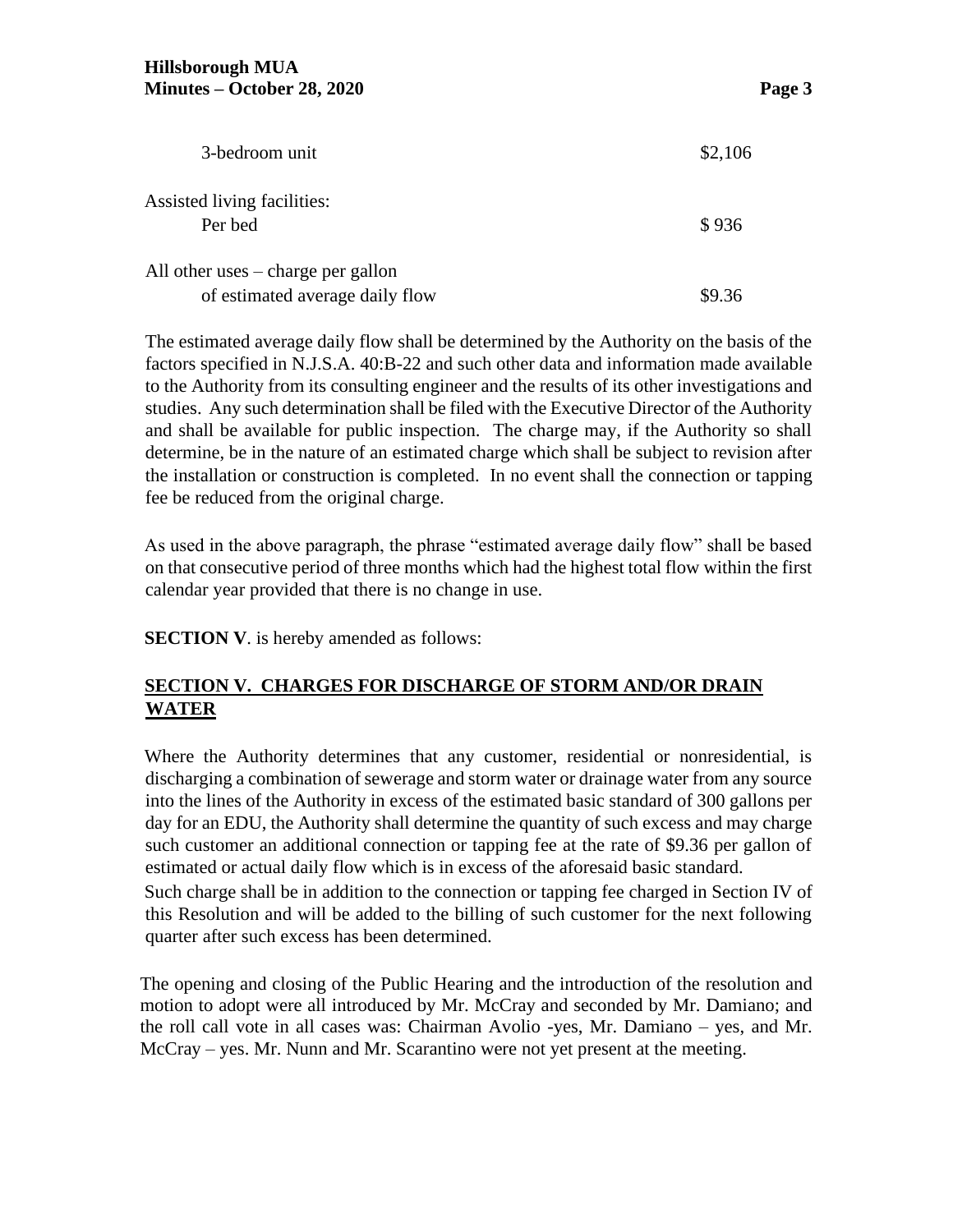| | |
|---|---|
| 3-bedroom unit | $2,106 |
| Assisted living facilities: Per bed | $ 936 |
| All other uses – charge per gallon of estimated average daily flow | $9.36 |

The estimated average daily flow shall be determined by the Authority on the basis of the factors specified in N.J.S.A. 40:B-22 and such other data and information made available to the Authority from its consulting engineer and the results of its other investigations and studies. Any such determination shall be filed with the Executive Director of the Authority and shall be available for public inspection. The charge may, if the Authority so shall determine, be in the nature of an estimated charge which shall be subject to revision after the installation or construction is completed. In no event shall the connection or tapping fee be reduced from the original charge.

As used in the above paragraph, the phrase "estimated average daily flow" shall be based on that consecutive period of three months which had the highest total flow within the first calendar year provided that there is no change in use.

**SECTION V**. is hereby amended as follows:

**SECTION V. CHARGES FOR DISCHARGE OF STORM AND/OR DRAIN WATER**

Where the Authority determines that any customer, residential or nonresidential, is discharging a combination of sewerage and storm water or drainage water from any source into the lines of the Authority in excess of the estimated basic standard of 300 gallons per day for an EDU, the Authority shall determine the quantity of such excess and may charge such customer an additional connection or tapping fee at the rate of $9.36 per gallon of estimated or actual daily flow which is in excess of the aforesaid basic standard.

Such charge shall be in addition to the connection or tapping fee charged in Section IV of this Resolution and will be added to the billing of such customer for the next following quarter after such excess has been determined.

The opening and closing of the Public Hearing and the introduction of the resolution and motion to adopt were all introduced by Mr. McCray and seconded by Mr. Damiano; and the roll call vote in all cases was: Chairman Avolio -yes, Mr. Damiano – yes, and Mr. McCray – yes. Mr. Nunn and Mr. Scarantino were not yet present at the meeting.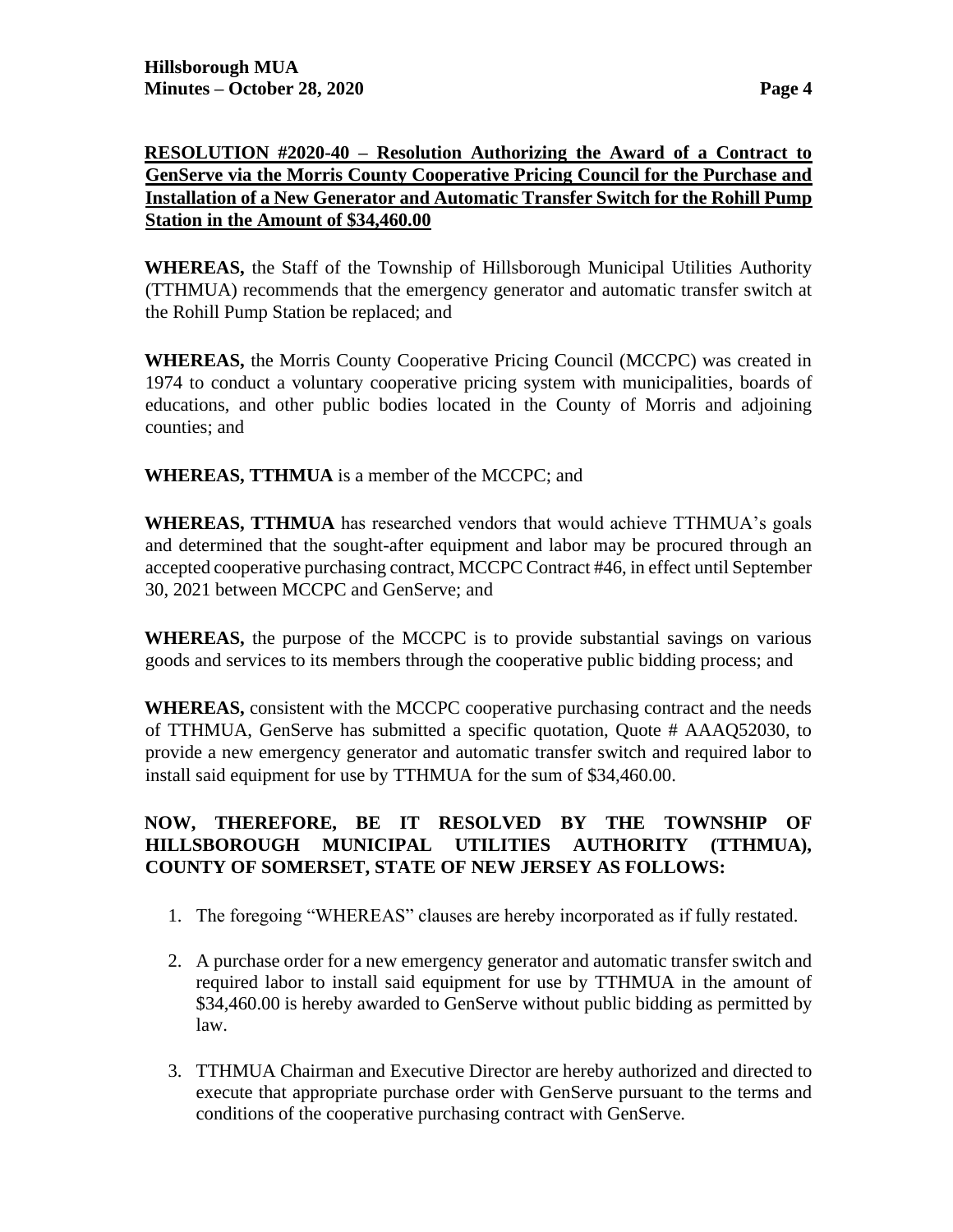**RESOLUTION #2020-40 – Resolution Authorizing the Award of a Contract to GenServe via the Morris County Cooperative Pricing Council for the Purchase and Installation of a New Generator and Automatic Transfer Switch for the Rohill Pump Station in the Amount of $34,460.00**

**WHEREAS,** the Staff of the Township of Hillsborough Municipal Utilities Authority (TTHMUA) recommends that the emergency generator and automatic transfer switch at the Rohill Pump Station be replaced; and

**WHEREAS,** the Morris County Cooperative Pricing Council (MCCPC) was created in 1974 to conduct a voluntary cooperative pricing system with municipalities, boards of educations, and other public bodies located in the County of Morris and adjoining counties; and

**WHEREAS, TTHMUA** is a member of the MCCPC; and

**WHEREAS, TTHMUA** has researched vendors that would achieve TTHMUA's goals and determined that the sought-after equipment and labor may be procured through an accepted cooperative purchasing contract, MCCPC Contract #46, in effect until September 30, 2021 between MCCPC and GenServe; and

**WHEREAS,** the purpose of the MCCPC is to provide substantial savings on various goods and services to its members through the cooperative public bidding process; and

**WHEREAS,** consistent with the MCCPC cooperative purchasing contract and the needs of TTHMUA, GenServe has submitted a specific quotation, Quote # AAAQ52030, to provide a new emergency generator and automatic transfer switch and required labor to install said equipment for use by TTHMUA for the sum of $34,460.00.

**NOW, THEREFORE, BE IT RESOLVED BY THE TOWNSHIP OF HILLSBOROUGH MUNICIPAL UTILITIES AUTHORITY (TTHMUA), COUNTY OF SOMERSET, STATE OF NEW JERSEY AS FOLLOWS:**

1. The foregoing "WHEREAS" clauses are hereby incorporated as if fully restated.
2. A purchase order for a new emergency generator and automatic transfer switch and required labor to install said equipment for use by TTHMUA in the amount of $34,460.00 is hereby awarded to GenServe without public bidding as permitted by law.
3. TTHMUA Chairman and Executive Director are hereby authorized and directed to execute that appropriate purchase order with GenServe pursuant to the terms and conditions of the cooperative purchasing contract with GenServe.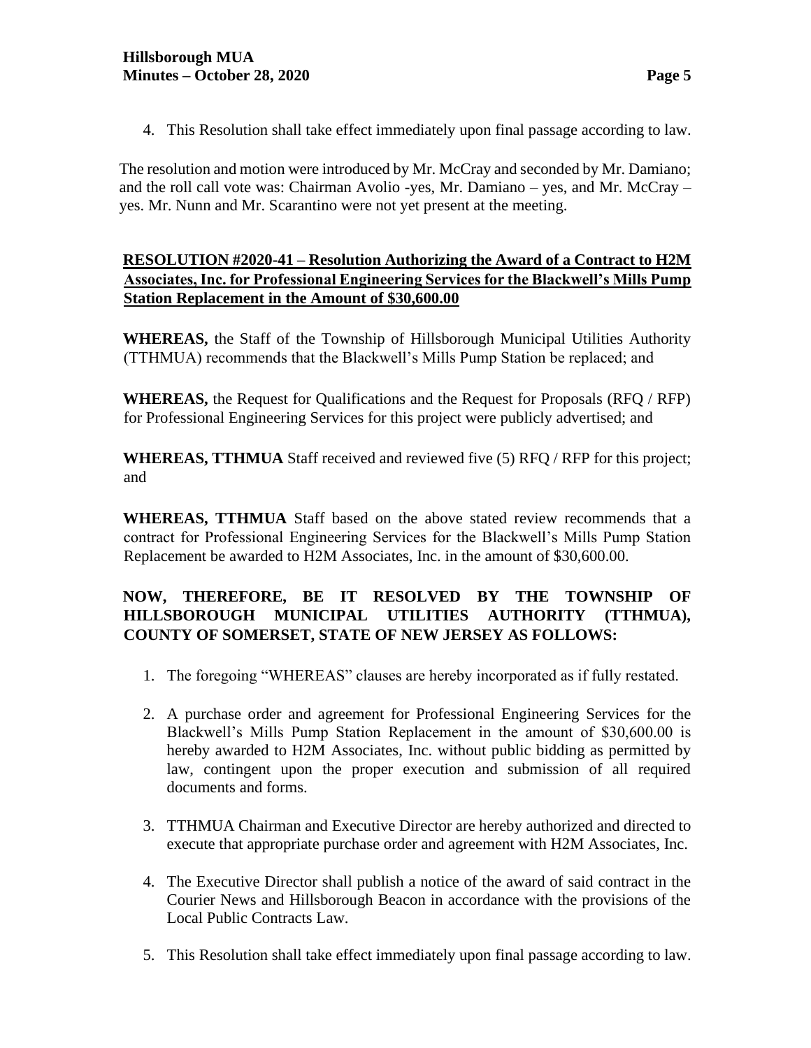4. This Resolution shall take effect immediately upon final passage according to law.

The resolution and motion were introduced by Mr. McCray and seconded by Mr. Damiano; and the roll call vote was: Chairman Avolio -yes, Mr. Damiano – yes, and Mr. McCray – yes. Mr. Nunn and Mr. Scarantino were not yet present at the meeting.

**RESOLUTION #2020-41 – Resolution Authorizing the Award of a Contract to H2M Associates, Inc. for Professional Engineering Services for the Blackwell's Mills Pump Station Replacement in the Amount of $30,600.00**

**WHEREAS,** the Staff of the Township of Hillsborough Municipal Utilities Authority (TTHMUA) recommends that the Blackwell's Mills Pump Station be replaced; and

**WHEREAS,** the Request for Qualifications and the Request for Proposals (RFQ / RFP) for Professional Engineering Services for this project were publicly advertised; and

**WHEREAS, TTHMUA** Staff received and reviewed five (5) RFQ / RFP for this project; and

**WHEREAS, TTHMUA** Staff based on the above stated review recommends that a contract for Professional Engineering Services for the Blackwell's Mills Pump Station Replacement be awarded to H2M Associates, Inc. in the amount of $30,600.00.

**NOW, THEREFORE, BE IT RESOLVED BY THE TOWNSHIP OF HILLSBOROUGH MUNICIPAL UTILITIES AUTHORITY (TTHMUA), COUNTY OF SOMERSET, STATE OF NEW JERSEY AS FOLLOWS:**

1. The foregoing "WHEREAS" clauses are hereby incorporated as if fully restated.
2. A purchase order and agreement for Professional Engineering Services for the Blackwell's Mills Pump Station Replacement in the amount of $30,600.00 is hereby awarded to H2M Associates, Inc. without public bidding as permitted by law, contingent upon the proper execution and submission of all required documents and forms.
3. TTHMUA Chairman and Executive Director are hereby authorized and directed to execute that appropriate purchase order and agreement with H2M Associates, Inc.
4. The Executive Director shall publish a notice of the award of said contract in the Courier News and Hillsborough Beacon in accordance with the provisions of the Local Public Contracts Law.
5. This Resolution shall take effect immediately upon final passage according to law.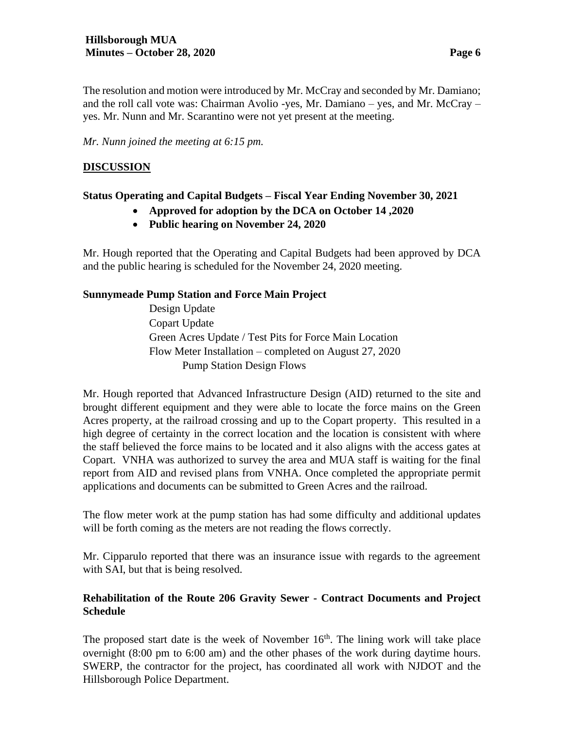The resolution and motion were introduced by Mr. McCray and seconded by Mr. Damiano; and the roll call vote was: Chairman Avolio -yes, Mr. Damiano – yes, and Mr. McCray – yes. Mr. Nunn and Mr. Scarantino were not yet present at the meeting.

*Mr. Nunn joined the meeting at 6:15 pm.*

## DISCUSSION

### Status Operating and Capital Budgets – Fiscal Year Ending November 30, 2021

- **Approved for adoption by the DCA on October 14 ,2020**
- **Public hearing on November 24, 2020**

Mr. Hough reported that the Operating and Capital Budgets had been approved by DCA and the public hearing is scheduled for the November 24, 2020 meeting.

### Sunnymeade Pump Station and Force Main Project

Design Update
Copart Update
Green Acres Update / Test Pits for Force Main Location
Flow Meter Installation – completed on August 27, 2020
  Pump Station Design Flows

Mr. Hough reported that Advanced Infrastructure Design (AID) returned to the site and brought different equipment and they were able to locate the force mains on the Green Acres property, at the railroad crossing and up to the Copart property. This resulted in a high degree of certainty in the correct location and the location is consistent with where the staff believed the force mains to be located and it also aligns with the access gates at Copart. VNHA was authorized to survey the area and MUA staff is waiting for the final report from AID and revised plans from VNHA. Once completed the appropriate permit applications and documents can be submitted to Green Acres and the railroad.

The flow meter work at the pump station has had some difficulty and additional updates will be forth coming as the meters are not reading the flows correctly.

Mr. Cipparulo reported that there was an insurance issue with regards to the agreement with SAI, but that is being resolved.

### Rehabilitation of the Route 206 Gravity Sewer - Contract Documents and Project Schedule

The proposed start date is the week of November 16th. The lining work will take place overnight (8:00 pm to 6:00 am) and the other phases of the work during daytime hours. SWERP, the contractor for the project, has coordinated all work with NJDOT and the Hillsborough Police Department.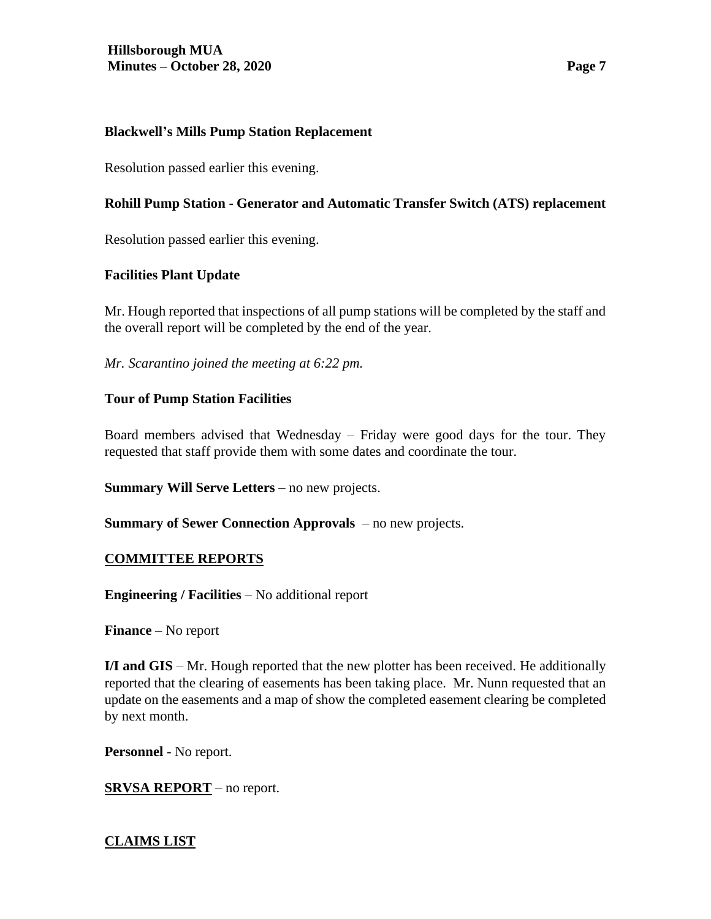**Blackwell's Mills Pump Station Replacement**

Resolution passed earlier this evening.

**Rohill Pump Station - Generator and Automatic Transfer Switch (ATS) replacement**

Resolution passed earlier this evening.

**Facilities Plant Update**

Mr. Hough reported that inspections of all pump stations will be completed by the staff and the overall report will be completed by the end of the year.

*Mr. Scarantino joined the meeting at 6:22 pm.*

**Tour of Pump Station Facilities**

Board members advised that Wednesday – Friday were good days for the tour. They requested that staff provide them with some dates and coordinate the tour.

**Summary Will Serve Letters** – no new projects.

**Summary of Sewer Connection Approvals** – no new projects.

## <u>COMMITTEE REPORTS</u>

**Engineering / Facilities** – No additional report

**Finance** – No report

**I/I and GIS** – Mr. Hough reported that the new plotter has been received. He additionally reported that the clearing of easements has been taking place. Mr. Nunn requested that an update on the easements and a map of show the completed easement clearing be completed by next month.

**Personnel** - No report.

**<u>SRVSA REPORT</u>** – no report.

## <u>CLAIMS LIST</u>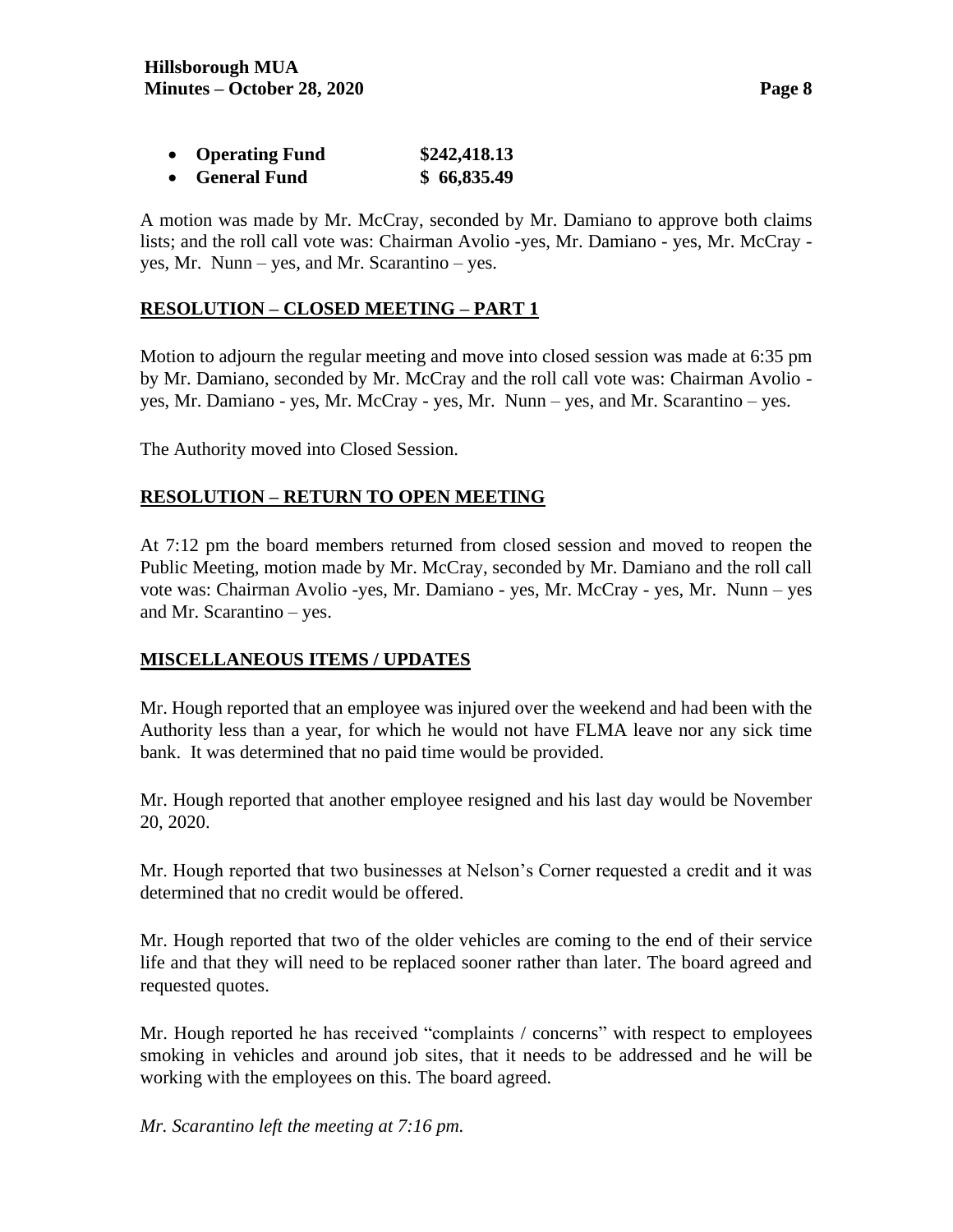- **Operating Fund** **$242,418.13**
- **General Fund** **$ 66,835.49**

A motion was made by Mr. McCray, seconded by Mr. Damiano to approve both claims lists; and the roll call vote was: Chairman Avolio -yes, Mr. Damiano - yes, Mr. McCray - yes, Mr. Nunn – yes, and Mr. Scarantino – yes.

## RESOLUTION – CLOSED MEETING – PART 1

Motion to adjourn the regular meeting and move into closed session was made at 6:35 pm by Mr. Damiano, seconded by Mr. McCray and the roll call vote was: Chairman Avolio - yes, Mr. Damiano - yes, Mr. McCray - yes, Mr. Nunn – yes, and Mr. Scarantino – yes.

The Authority moved into Closed Session.

## RESOLUTION – RETURN TO OPEN MEETING

At 7:12 pm the board members returned from closed session and moved to reopen the Public Meeting, motion made by Mr. McCray, seconded by Mr. Damiano and the roll call vote was: Chairman Avolio -yes, Mr. Damiano - yes, Mr. McCray - yes, Mr. Nunn – yes and Mr. Scarantino – yes.

## MISCELLANEOUS ITEMS / UPDATES

Mr. Hough reported that an employee was injured over the weekend and had been with the Authority less than a year, for which he would not have FLMA leave nor any sick time bank. It was determined that no paid time would be provided.

Mr. Hough reported that another employee resigned and his last day would be November 20, 2020.

Mr. Hough reported that two businesses at Nelson's Corner requested a credit and it was determined that no credit would be offered.

Mr. Hough reported that two of the older vehicles are coming to the end of their service life and that they will need to be replaced sooner rather than later. The board agreed and requested quotes.

Mr. Hough reported he has received "complaints / concerns" with respect to employees smoking in vehicles and around job sites, that it needs to be addressed and he will be working with the employees on this. The board agreed.

*Mr. Scarantino left the meeting at 7:16 pm.*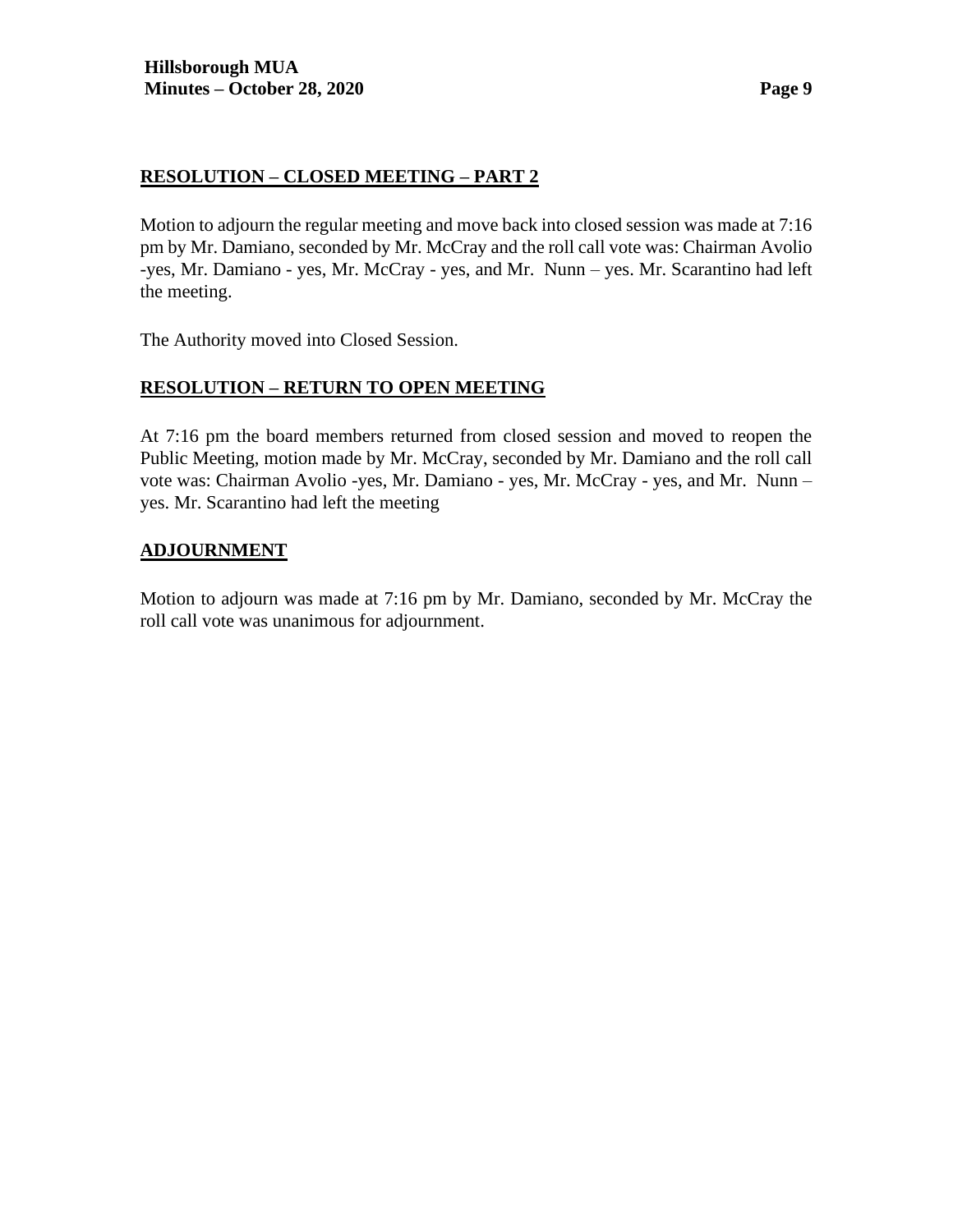## RESOLUTION – CLOSED MEETING – PART 2

Motion to adjourn the regular meeting and move back into closed session was made at 7:16 pm by Mr. Damiano, seconded by Mr. McCray and the roll call vote was: Chairman Avolio -yes, Mr. Damiano - yes, Mr. McCray - yes, and Mr. Nunn – yes. Mr. Scarantino had left the meeting.

The Authority moved into Closed Session.

## RESOLUTION – RETURN TO OPEN MEETING

At 7:16 pm the board members returned from closed session and moved to reopen the Public Meeting, motion made by Mr. McCray, seconded by Mr. Damiano and the roll call vote was: Chairman Avolio -yes, Mr. Damiano - yes, Mr. McCray - yes, and Mr. Nunn – yes. Mr. Scarantino had left the meeting

## ADJOURNMENT

Motion to adjourn was made at 7:16 pm by Mr. Damiano, seconded by Mr. McCray the roll call vote was unanimous for adjournment.